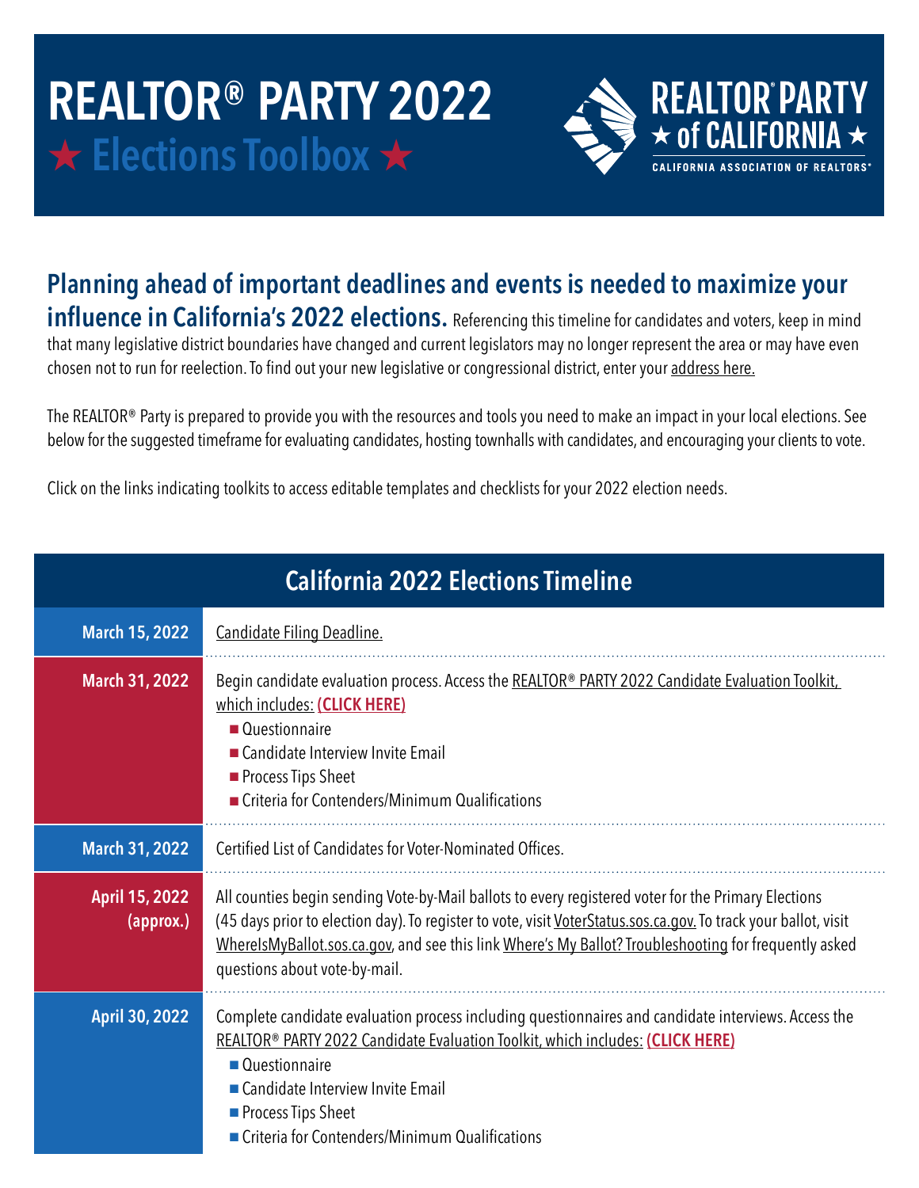# REALTOR® PARTY 2022

## ★ Elections Toolbox ★

REALTOR® PARTY ★ of CALIFORNIA ★
CALIFORNIA ASSOCIATION OF REALTORS®

**Planning ahead of important deadlines and events is needed to maximize your influence in California's 2022 elections.** Referencing this timeline for candidates and voters, keep in mind that many legislative district boundaries have changed and current legislators may no longer represent the area or may have even chosen not to run for reelection. To find out your new legislative or congressional district, enter your address here.

The REALTOR® Party is prepared to provide you with the resources and tools you need to make an impact in your local elections. See below for the suggested timeframe for evaluating candidates, hosting townhalls with candidates, and encouraging your clients to vote.

Click on the links indicating toolkits to access editable templates and checklists for your 2022 election needs.

## California 2022 Elections Timeline

| Date | Event |
|---|---|
| **March 15, 2022** | Candidate Filing Deadline. |
| **March 31, 2022** | Begin candidate evaluation process. Access the REALTOR® PARTY 2022 Candidate Evaluation Toolkit, which includes: **(CLICK HERE)**<br>■ Questionnaire<br>■ Candidate Interview Invite Email<br>■ Process Tips Sheet<br>■ Criteria for Contenders/Minimum Qualifications |
| **March 31, 2022** | Certified List of Candidates for Voter-Nominated Offices. |
| **April 15, 2022 (approx.)** | All counties begin sending Vote-by-Mail ballots to every registered voter for the Primary Elections (45 days prior to election day). To register to vote, visit VoterStatus.sos.ca.gov. To track your ballot, visit WhereIsMyBallot.sos.ca.gov, and see this link Where's My Ballot? Troubleshooting for frequently asked questions about vote-by-mail. |
| **April 30, 2022** | Complete candidate evaluation process including questionnaires and candidate interviews. Access the REALTOR® PARTY 2022 Candidate Evaluation Toolkit, which includes: **(CLICK HERE)**<br>■ Questionnaire<br>■ Candidate Interview Invite Email<br>■ Process Tips Sheet<br>■ Criteria for Contenders/Minimum Qualifications |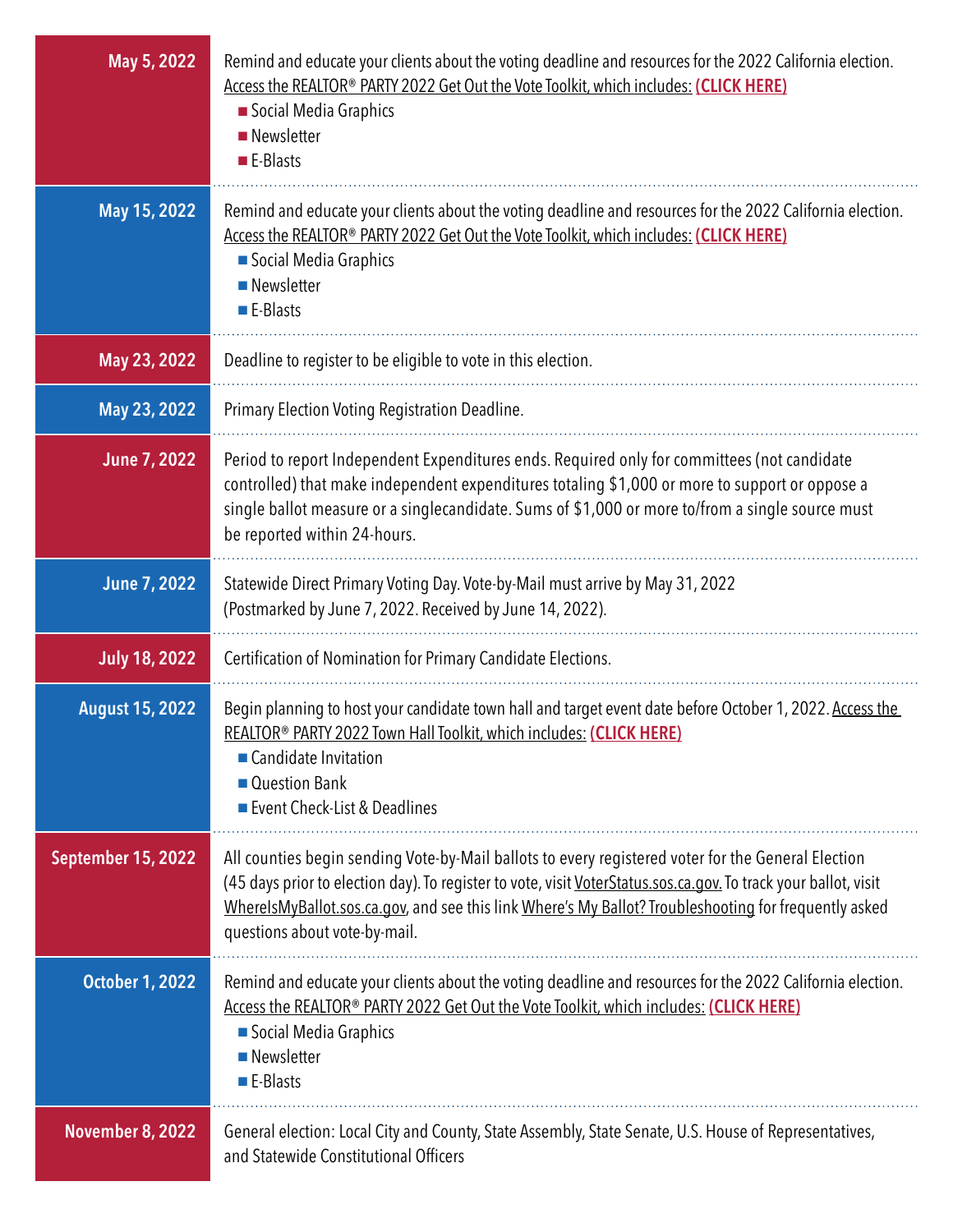| | |
|---|---|
| **May 5, 2022** | Remind and educate your clients about the voting deadline and resources for the 2022 California election. Access the REALTOR® PARTY 2022 Get Out the Vote Toolkit, which includes: **(CLICK HERE)**<br>■ Social Media Graphics<br>■ Newsletter<br>■ E-Blasts |
| **May 15, 2022** | Remind and educate your clients about the voting deadline and resources for the 2022 California election. Access the REALTOR® PARTY 2022 Get Out the Vote Toolkit, which includes: **(CLICK HERE)**<br>■ Social Media Graphics<br>■ Newsletter<br>■ E-Blasts |
| **May 23, 2022** | Deadline to register to be eligible to vote in this election. |
| **May 23, 2022** | Primary Election Voting Registration Deadline. |
| **June 7, 2022** | Period to report Independent Expenditures ends. Required only for committees (not candidate controlled) that make independent expenditures totaling $1,000 or more to support or oppose a single ballot measure or a singlecandidate. Sums of $1,000 or more to/from a single source must be reported within 24-hours. |
| **June 7, 2022** | Statewide Direct Primary Voting Day. Vote-by-Mail must arrive by May 31, 2022 (Postmarked by June 7, 2022. Received by June 14, 2022). |
| **July 18, 2022** | Certification of Nomination for Primary Candidate Elections. |
| **August 15, 2022** | Begin planning to host your candidate town hall and target event date before October 1, 2022. Access the REALTOR® PARTY 2022 Town Hall Toolkit, which includes: **(CLICK HERE)**<br>■ Candidate Invitation<br>■ Question Bank<br>■ Event Check-List & Deadlines |
| **September 15, 2022** | All counties begin sending Vote-by-Mail ballots to every registered voter for the General Election (45 days prior to election day). To register to vote, visit VoterStatus.sos.ca.gov. To track your ballot, visit WhereIsMyBallot.sos.ca.gov, and see this link Where's My Ballot? Troubleshooting for frequently asked questions about vote-by-mail. |
| **October 1, 2022** | Remind and educate your clients about the voting deadline and resources for the 2022 California election. Access the REALTOR® PARTY 2022 Get Out the Vote Toolkit, which includes: **(CLICK HERE)**<br>■ Social Media Graphics<br>■ Newsletter<br>■ E-Blasts |
| **November 8, 2022** | General election: Local City and County, State Assembly, State Senate, U.S. House of Representatives, and Statewide Constitutional Officers |